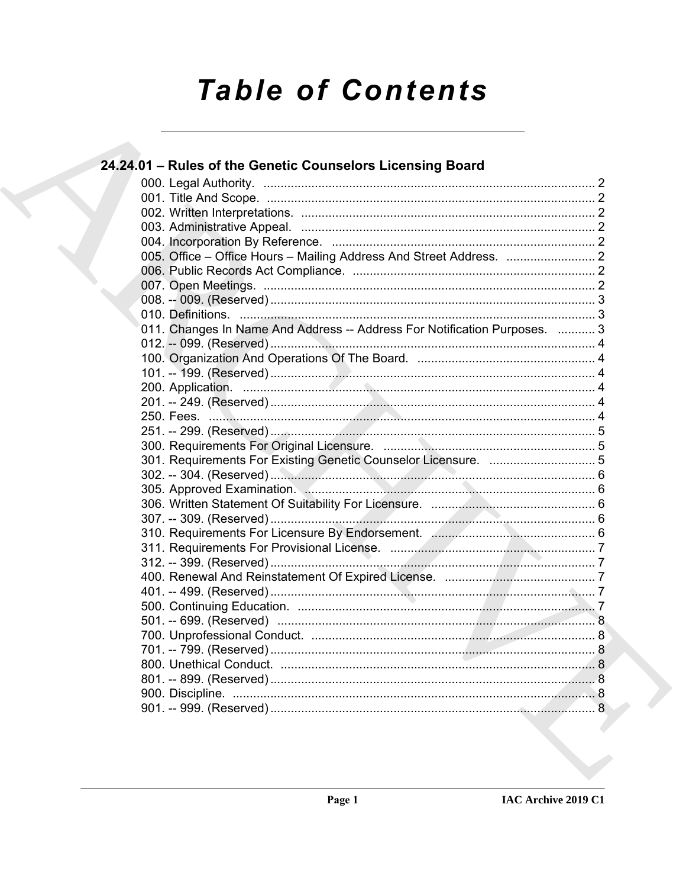# Table of Contents

## 24.24.01 – Rules of the Genetic Counselors Licensing Board

000. Legal Authority. ........................................................................................ 2
001. Title And Scope. ........................................................................................ 2
002. Written Interpretations. ............................................................................. 2
003. Administrative Appeal. ............................................................................. 2
004. Incorporation By Reference. .................................................................... 2
005. Office – Office Hours – Mailing Address And Street Address. .......................... 2
006. Public Records Act Compliance. .............................................................. 2
007. Open Meetings. ........................................................................................ 2
008. -- 009. (Reserved) ...................................................................................... 3
010. Definitions. ............................................................................................... 3
011. Changes In Name And Address -- Address For Notification Purposes. ........... 3
012. -- 099. (Reserved) ...................................................................................... 4
100. Organization And Operations Of The Board. .................................................... 4
101. -- 199. (Reserved) ...................................................................................... 4
200. Application. .............................................................................................. 4
201. -- 249. (Reserved) ...................................................................................... 4
250. Fees. ........................................................................................................ 4
251. -- 299. (Reserved) ...................................................................................... 5
300. Requirements For Original Licensure. ............................................................. 5
301. Requirements For Existing Genetic Counselor Licensure. ............................... 5
302. -- 304. (Reserved) ...................................................................................... 6
305. Approved Examination. ............................................................................ 6
306. Written Statement Of Suitability For Licensure. ................................................ 6
307. -- 309. (Reserved) ...................................................................................... 6
310. Requirements For Licensure By Endorsement. ................................................ 6
311. Requirements For Provisional License. ........................................................... 7
312. -- 399. (Reserved) ...................................................................................... 7
400. Renewal And Reinstatement Of Expired License. ............................................ 7
401. -- 499. (Reserved) ...................................................................................... 7
500. Continuing Education. .............................................................................. 7
501. -- 699. (Reserved) .................................................................................... 8
700. Unprofessional Conduct. .......................................................................... 8
701. -- 799. (Reserved) ...................................................................................... 8
800. Unethical Conduct. ................................................................................... 8
801. -- 899. (Reserved) ...................................................................................... 8
900. Discipline. ................................................................................................. 8
901. -- 999. (Reserved) ...................................................................................... 8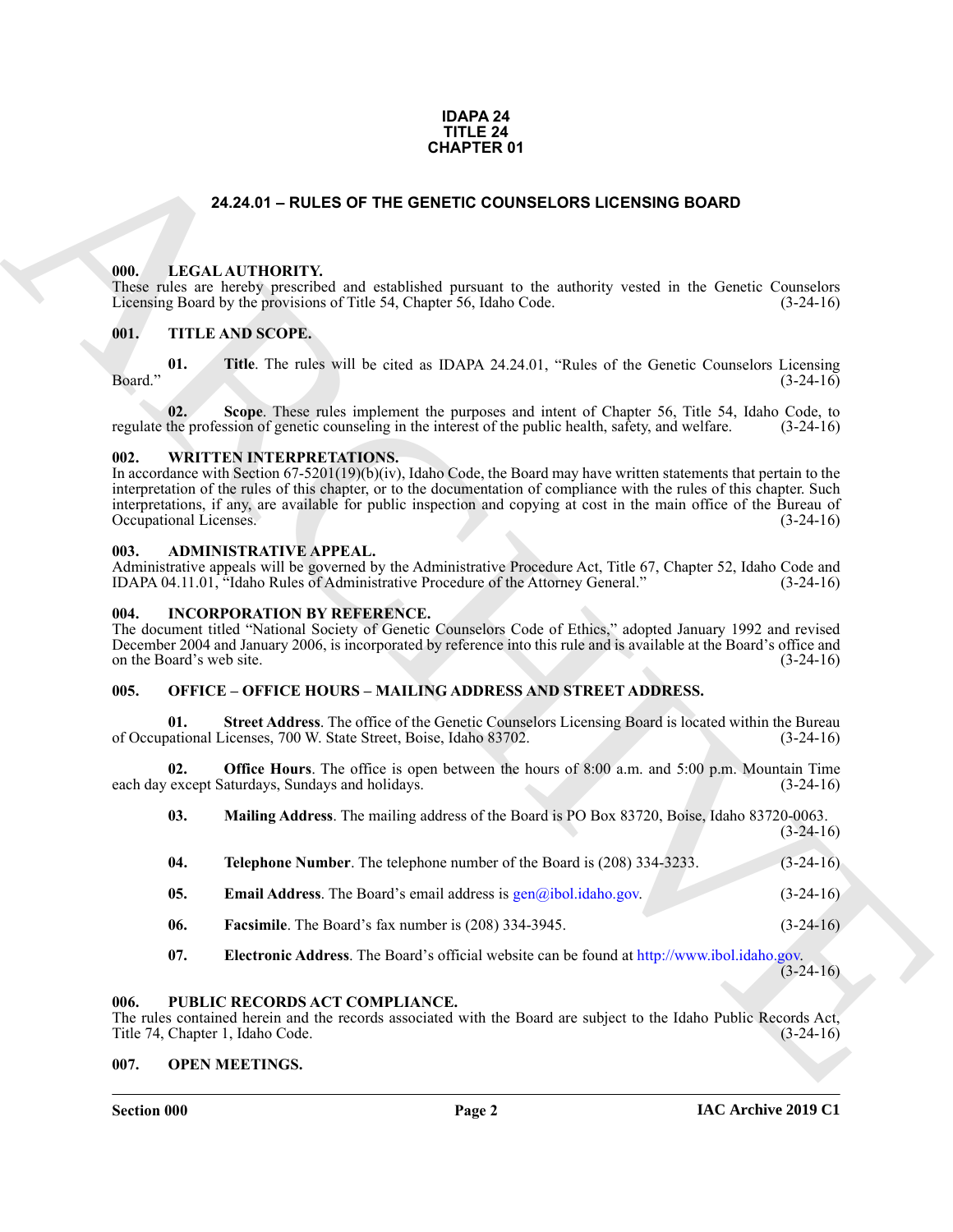**IDAPA 24**
**TITLE 24**
**CHAPTER 01**

## 24.24.01 – RULES OF THE GENETIC COUNSELORS LICENSING BOARD

### 000. LEGAL AUTHORITY.

These rules are hereby prescribed and established pursuant to the authority vested in the Genetic Counselors Licensing Board by the provisions of Title 54, Chapter 56, Idaho Code. (3-24-16)

### 001. TITLE AND SCOPE.

**01. Title**. The rules will be cited as IDAPA 24.24.01, "Rules of the Genetic Counselors Licensing Board." (3-24-16)

**02. Scope**. These rules implement the purposes and intent of Chapter 56, Title 54, Idaho Code, to regulate the profession of genetic counseling in the interest of the public health, safety, and welfare. (3-24-16)

### 002. WRITTEN INTERPRETATIONS.

In accordance with Section 67-5201(19)(b)(iv), Idaho Code, the Board may have written statements that pertain to the interpretation of the rules of this chapter, or to the documentation of compliance with the rules of this chapter. Such interpretations, if any, are available for public inspection and copying at cost in the main office of the Bureau of Occupational Licenses. (3-24-16)

### 003. ADMINISTRATIVE APPEAL.

Administrative appeals will be governed by the Administrative Procedure Act, Title 67, Chapter 52, Idaho Code and IDAPA 04.11.01, "Idaho Rules of Administrative Procedure of the Attorney General." (3-24-16)

### 004. INCORPORATION BY REFERENCE.

The document titled "National Society of Genetic Counselors Code of Ethics," adopted January 1992 and revised December 2004 and January 2006, is incorporated by reference into this rule and is available at the Board's office and on the Board's web site. (3-24-16)

### 005. OFFICE – OFFICE HOURS – MAILING ADDRESS AND STREET ADDRESS.

**01. Street Address**. The office of the Genetic Counselors Licensing Board is located within the Bureau of Occupational Licenses, 700 W. State Street, Boise, Idaho 83702. (3-24-16)

**02. Office Hours**. The office is open between the hours of 8:00 a.m. and 5:00 p.m. Mountain Time each day except Saturdays, Sundays and holidays. (3-24-16)

**03. Mailing Address**. The mailing address of the Board is PO Box 83720, Boise, Idaho 83720-0063. (3-24-16)

**04. Telephone Number**. The telephone number of the Board is (208) 334-3233. (3-24-16)

**05. Email Address**. The Board's email address is gen@ibol.idaho.gov. (3-24-16)

**06. Facsimile**. The Board's fax number is (208) 334-3945. (3-24-16)

**07. Electronic Address**. The Board's official website can be found at http://www.ibol.idaho.gov. (3-24-16)

### 006. PUBLIC RECORDS ACT COMPLIANCE.

The rules contained herein and the records associated with the Board are subject to the Idaho Public Records Act, Title 74, Chapter 1, Idaho Code. (3-24-16)

### 007. OPEN MEETINGS.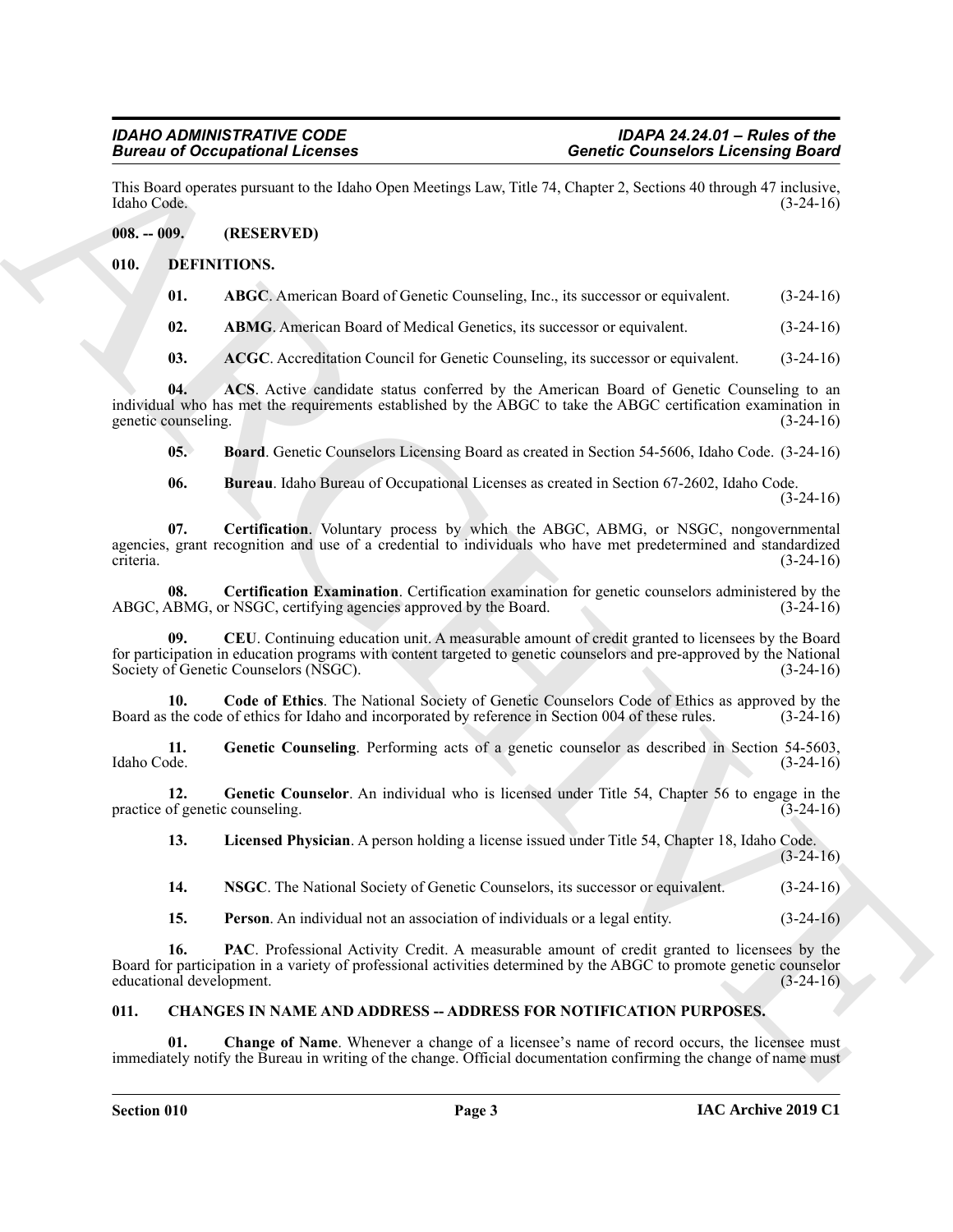This Board operates pursuant to the Idaho Open Meetings Law, Title 74, Chapter 2, Sections 40 through 47 inclusive, Idaho Code. (3-24-16)

## 008. -- 009. (RESERVED)

## 010. DEFINITIONS.

**01. ABGC**. American Board of Genetic Counseling, Inc., its successor or equivalent. (3-24-16)

**02. ABMG**. American Board of Medical Genetics, its successor or equivalent. (3-24-16)

**03. ACGC**. Accreditation Council for Genetic Counseling, its successor or equivalent. (3-24-16)

**04. ACS**. Active candidate status conferred by the American Board of Genetic Counseling to an individual who has met the requirements established by the ABGC to take the ABGC certification examination in genetic counseling. (3-24-16)

**05. Board**. Genetic Counselors Licensing Board as created in Section 54-5606, Idaho Code. (3-24-16)

**06. Bureau**. Idaho Bureau of Occupational Licenses as created in Section 67-2602, Idaho Code. (3-24-16)

**07. Certification**. Voluntary process by which the ABGC, ABMG, or NSGC, nongovernmental agencies, grant recognition and use of a credential to individuals who have met predetermined and standardized criteria. (3-24-16)

**08. Certification Examination**. Certification examination for genetic counselors administered by the ABGC, ABMG, or NSGC, certifying agencies approved by the Board. (3-24-16)

**09. CEU**. Continuing education unit. A measurable amount of credit granted to licensees by the Board for participation in education programs with content targeted to genetic counselors and pre-approved by the National Society of Genetic Counselors (NSGC). (3-24-16)

**10. Code of Ethics**. The National Society of Genetic Counselors Code of Ethics as approved by the Board as the code of ethics for Idaho and incorporated by reference in Section 004 of these rules. (3-24-16)

**11. Genetic Counseling**. Performing acts of a genetic counselor as described in Section 54-5603, Idaho Code. (3-24-16)

**12. Genetic Counselor**. An individual who is licensed under Title 54, Chapter 56 to engage in the practice of genetic counseling. (3-24-16)

**13. Licensed Physician**. A person holding a license issued under Title 54, Chapter 18, Idaho Code. (3-24-16)

**14. NSGC**. The National Society of Genetic Counselors, its successor or equivalent. (3-24-16)

**15. Person**. An individual not an association of individuals or a legal entity. (3-24-16)

**16. PAC**. Professional Activity Credit. A measurable amount of credit granted to licensees by the Board for participation in a variety of professional activities determined by the ABGC to promote genetic counselor educational development. (3-24-16)

## 011. CHANGES IN NAME AND ADDRESS -- ADDRESS FOR NOTIFICATION PURPOSES.

**01. Change of Name**. Whenever a change of a licensee's name of record occurs, the licensee must immediately notify the Bureau in writing of the change. Official documentation confirming the change of name must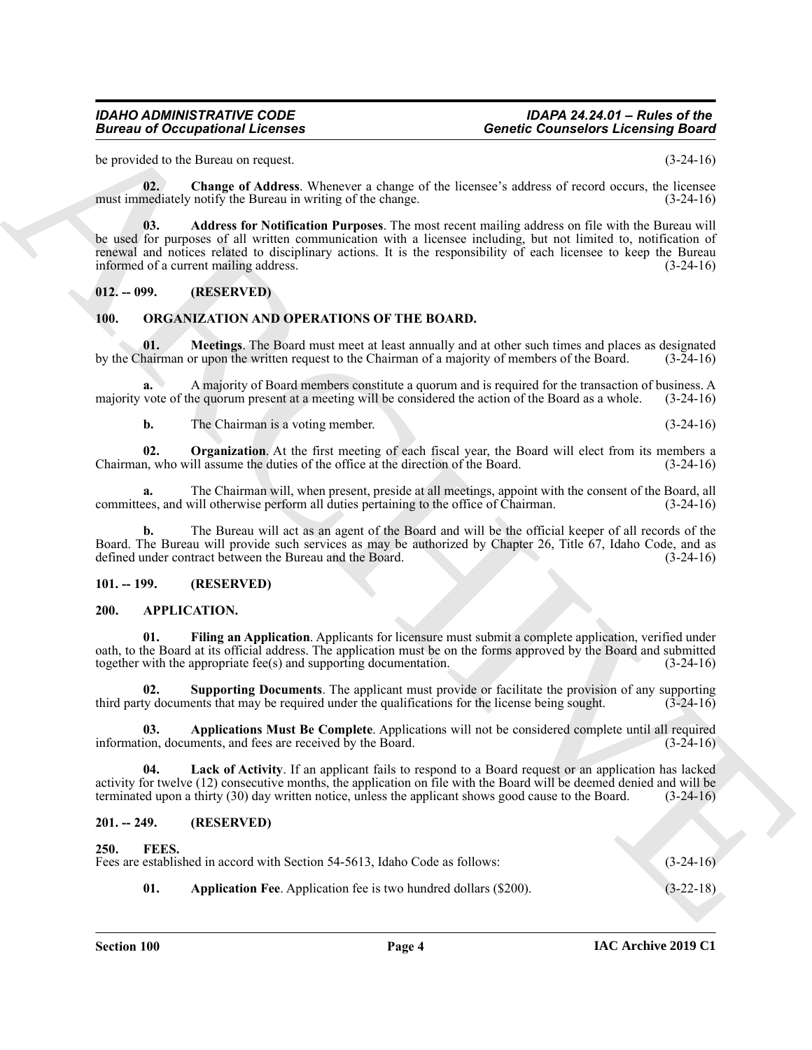be provided to the Bureau on request. (3-24-16)

**02. Change of Address**. Whenever a change of the licensee's address of record occurs, the licensee must immediately notify the Bureau in writing of the change. (3-24-16)

**03. Address for Notification Purposes**. The most recent mailing address on file with the Bureau will be used for purposes of all written communication with a licensee including, but not limited to, notification of renewal and notices related to disciplinary actions. It is the responsibility of each licensee to keep the Bureau informed of a current mailing address. (3-24-16)

### 012. -- 099. (RESERVED)

### 100. ORGANIZATION AND OPERATIONS OF THE BOARD.

**01. Meetings**. The Board must meet at least annually and at other such times and places as designated by the Chairman or upon the written request to the Chairman of a majority of members of the Board. (3-24-16)

**a.** A majority of Board members constitute a quorum and is required for the transaction of business. A majority vote of the quorum present at a meeting will be considered the action of the Board as a whole. (3-24-16)

**b.** The Chairman is a voting member. (3-24-16)

**02. Organization**. At the first meeting of each fiscal year, the Board will elect from its members a Chairman, who will assume the duties of the office at the direction of the Board. (3-24-16)

**a.** The Chairman will, when present, preside at all meetings, appoint with the consent of the Board, all committees, and will otherwise perform all duties pertaining to the office of Chairman. (3-24-16)

**b.** The Bureau will act as an agent of the Board and will be the official keeper of all records of the Board. The Bureau will provide such services as may be authorized by Chapter 26, Title 67, Idaho Code, and as defined under contract between the Bureau and the Board. (3-24-16)

### 101. -- 199. (RESERVED)

### 200. APPLICATION.

**01. Filing an Application**. Applicants for licensure must submit a complete application, verified under oath, to the Board at its official address. The application must be on the forms approved by the Board and submitted together with the appropriate fee(s) and supporting documentation. (3-24-16)

**02. Supporting Documents**. The applicant must provide or facilitate the provision of any supporting third party documents that may be required under the qualifications for the license being sought. (3-24-16)

**03. Applications Must Be Complete**. Applications will not be considered complete until all required information, documents, and fees are received by the Board. (3-24-16)

**04. Lack of Activity**. If an applicant fails to respond to a Board request or an application has lacked activity for twelve (12) consecutive months, the application on file with the Board will be deemed denied and will be terminated upon a thirty (30) day written notice, unless the applicant shows good cause to the Board. (3-24-16)

### 201. -- 249. (RESERVED)

### 250. FEES.

Fees are established in accord with Section 54-5613, Idaho Code as follows: (3-24-16)

**01. Application Fee**. Application fee is two hundred dollars ($200). (3-22-18)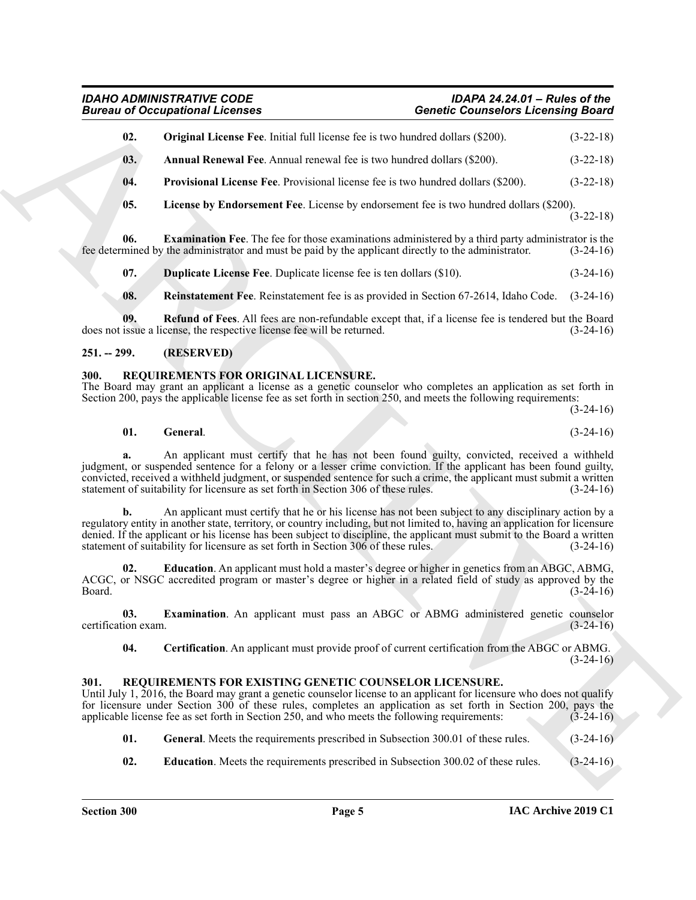**02. Original License Fee**. Initial full license fee is two hundred dollars ($200). (3-22-18)

**03. Annual Renewal Fee**. Annual renewal fee is two hundred dollars ($200). (3-22-18)

**04. Provisional License Fee**. Provisional license fee is two hundred dollars ($200). (3-22-18)

**05. License by Endorsement Fee**. License by endorsement fee is two hundred dollars ($200). (3-22-18)

**06. Examination Fee**. The fee for those examinations administered by a third party administrator is the fee determined by the administrator and must be paid by the applicant directly to the administrator. (3-24-16)

**07. Duplicate License Fee**. Duplicate license fee is ten dollars ($10). (3-24-16)

**08. Reinstatement Fee**. Reinstatement fee is as provided in Section 67-2614, Idaho Code. (3-24-16)

**09. Refund of Fees**. All fees are non-refundable except that, if a license fee is tendered but the Board does not issue a license, the respective license fee will be returned. (3-24-16)

## 251. -- 299. (RESERVED)

## 300. REQUIREMENTS FOR ORIGINAL LICENSURE.

The Board may grant an applicant a license as a genetic counselor who completes an application as set forth in Section 200, pays the applicable license fee as set forth in section 250, and meets the following requirements: (3-24-16)

**01. General**. (3-24-16)

**a.** An applicant must certify that he has not been found guilty, convicted, received a withheld judgment, or suspended sentence for a felony or a lesser crime conviction. If the applicant has been found guilty, convicted, received a withheld judgment, or suspended sentence for such a crime, the applicant must submit a written statement of suitability for licensure as set forth in Section 306 of these rules. (3-24-16)

**b.** An applicant must certify that he or his license has not been subject to any disciplinary action by a regulatory entity in another state, territory, or country including, but not limited to, having an application for licensure denied. If the applicant or his license has been subject to discipline, the applicant must submit to the Board a written statement of suitability for licensure as set forth in Section 306 of these rules. (3-24-16)

**02. Education**. An applicant must hold a master's degree or higher in genetics from an ABGC, ABMG, ACGC, or NSGC accredited program or master's degree or higher in a related field of study as approved by the Board. (3-24-16)

**03. Examination**. An applicant must pass an ABGC or ABMG administered genetic counselor certification exam. (3-24-16)

**04. Certification**. An applicant must provide proof of current certification from the ABGC or ABMG. (3-24-16)

## 301. REQUIREMENTS FOR EXISTING GENETIC COUNSELOR LICENSURE.

Until July 1, 2016, the Board may grant a genetic counselor license to an applicant for licensure who does not qualify for licensure under Section 300 of these rules, completes an application as set forth in Section 200, pays the applicable license fee as set forth in Section 250, and who meets the following requirements: (3-24-16)

**01. General**. Meets the requirements prescribed in Subsection 300.01 of these rules. (3-24-16)

**02. Education**. Meets the requirements prescribed in Subsection 300.02 of these rules. (3-24-16)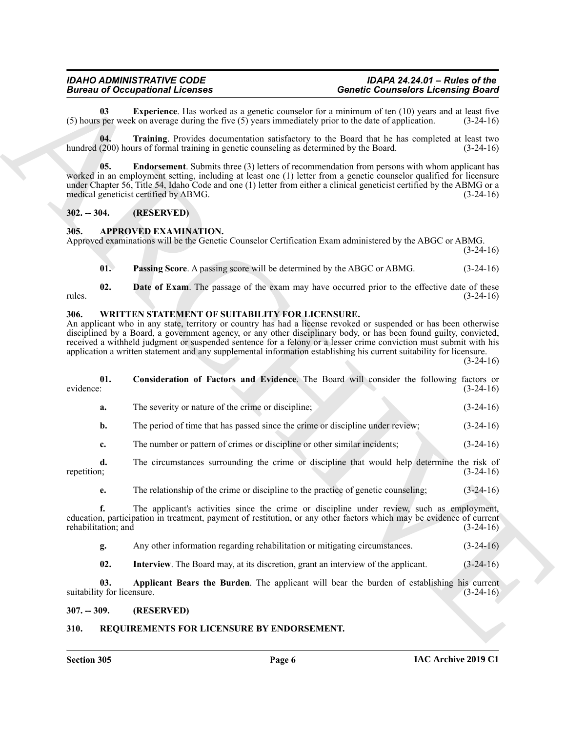**03 Experience**. Has worked as a genetic counselor for a minimum of ten (10) years and at least five (5) hours per week on average during the five (5) years immediately prior to the date of application. (3-24-16)

**04. Training**. Provides documentation satisfactory to the Board that he has completed at least two hundred (200) hours of formal training in genetic counseling as determined by the Board. (3-24-16)

**05. Endorsement**. Submits three (3) letters of recommendation from persons with whom applicant has worked in an employment setting, including at least one (1) letter from a genetic counselor qualified for licensure under Chapter 56, Title 54, Idaho Code and one (1) letter from either a clinical geneticist certified by the ABMG or a medical geneticist certified by ABMG. (3-24-16)

## 302. -- 304. (RESERVED)

## 305. APPROVED EXAMINATION.

Approved examinations will be the Genetic Counselor Certification Exam administered by the ABGC or ABMG. (3-24-16)

**01. Passing Score**. A passing score will be determined by the ABGC or ABMG. (3-24-16)

**02. Date of Exam**. The passage of the exam may have occurred prior to the effective date of these rules. (3-24-16)

## 306. WRITTEN STATEMENT OF SUITABILITY FOR LICENSURE.

An applicant who in any state, territory or country has had a license revoked or suspended or has been otherwise disciplined by a Board, a government agency, or any other disciplinary body, or has been found guilty, convicted, received a withheld judgment or suspended sentence for a felony or a lesser crime conviction must submit with his application a written statement and any supplemental information establishing his current suitability for licensure. (3-24-16)

**01. Consideration of Factors and Evidence**. The Board will consider the following factors or evidence: (3-24-16)

**a.** The severity or nature of the crime or discipline; (3-24-16)

**b.** The period of time that has passed since the crime or discipline under review; (3-24-16)

**c.** The number or pattern of crimes or discipline or other similar incidents; (3-24-16)

**d.** The circumstances surrounding the crime or discipline that would help determine the risk of repetition; (3-24-16)

**e.** The relationship of the crime or discipline to the practice of genetic counseling; (3-24-16)

**f.** The applicant's activities since the crime or discipline under review, such as employment, education, participation in treatment, payment of restitution, or any other factors which may be evidence of current rehabilitation; and (3-24-16)

**g.** Any other information regarding rehabilitation or mitigating circumstances. (3-24-16)

**02. Interview**. The Board may, at its discretion, grant an interview of the applicant. (3-24-16)

**03. Applicant Bears the Burden**. The applicant will bear the burden of establishing his current suitability for licensure. (3-24-16)

## 307. -- 309. (RESERVED)

## 310. REQUIREMENTS FOR LICENSURE BY ENDORSEMENT.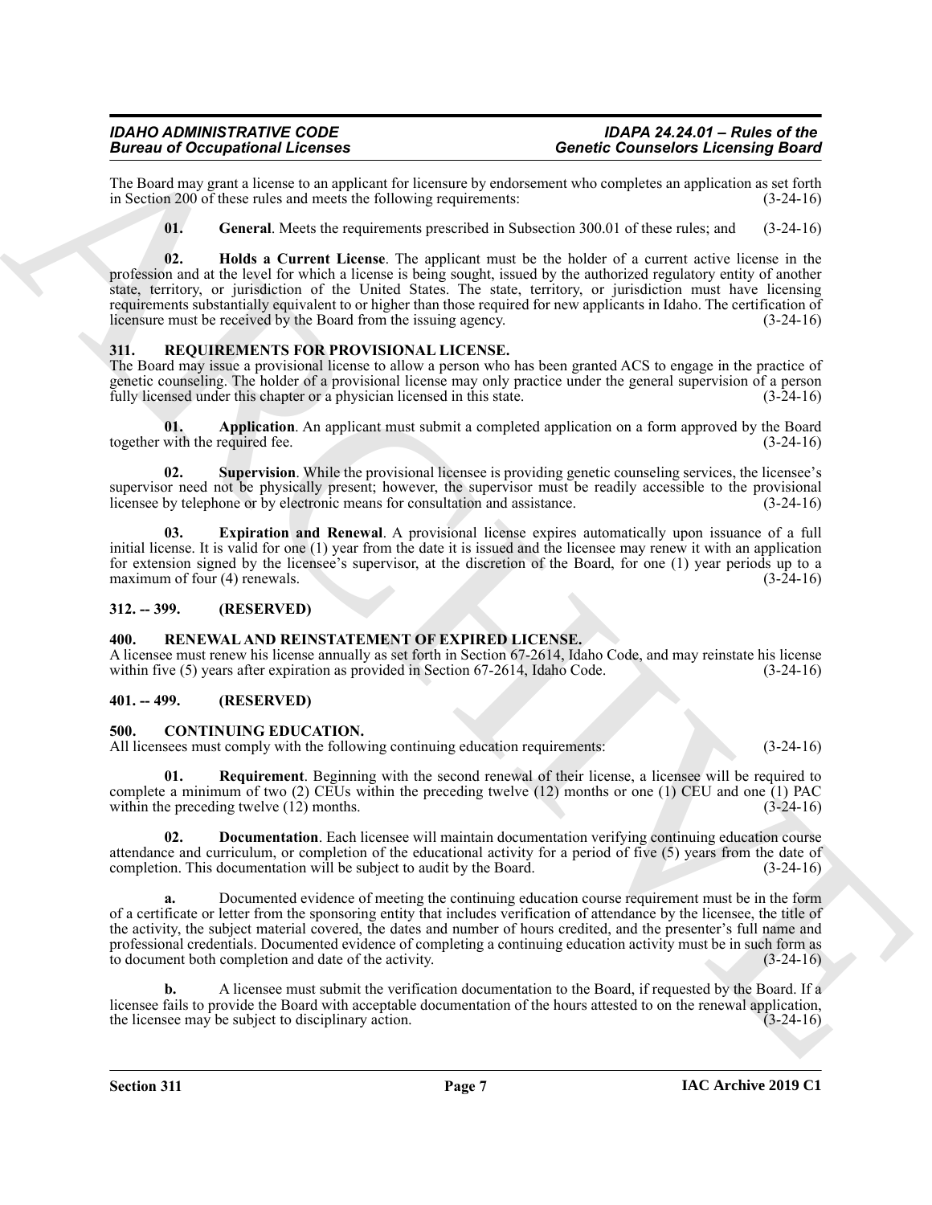The Board may grant a license to an applicant for licensure by endorsement who completes an application as set forth in Section 200 of these rules and meets the following requirements: (3-24-16)

**01. General**. Meets the requirements prescribed in Subsection 300.01 of these rules; and (3-24-16)

**02. Holds a Current License**. The applicant must be the holder of a current active license in the profession and at the level for which a license is being sought, issued by the authorized regulatory entity of another state, territory, or jurisdiction of the United States. The state, territory, or jurisdiction must have licensing requirements substantially equivalent to or higher than those required for new applicants in Idaho. The certification of licensure must be received by the Board from the issuing agency. (3-24-16)

## 311. REQUIREMENTS FOR PROVISIONAL LICENSE.

The Board may issue a provisional license to allow a person who has been granted ACS to engage in the practice of genetic counseling. The holder of a provisional license may only practice under the general supervision of a person fully licensed under this chapter or a physician licensed in this state. (3-24-16)

**01. Application**. An applicant must submit a completed application on a form approved by the Board together with the required fee. (3-24-16)

**02. Supervision**. While the provisional licensee is providing genetic counseling services, the licensee's supervisor need not be physically present; however, the supervisor must be readily accessible to the provisional licensee by telephone or by electronic means for consultation and assistance. (3-24-16)

**03. Expiration and Renewal**. A provisional license expires automatically upon issuance of a full initial license. It is valid for one (1) year from the date it is issued and the licensee may renew it with an application for extension signed by the licensee's supervisor, at the discretion of the Board, for one (1) year periods up to a maximum of four (4) renewals. (3-24-16)

## 312. -- 399. (RESERVED)

## 400. RENEWAL AND REINSTATEMENT OF EXPIRED LICENSE.

A licensee must renew his license annually as set forth in Section 67-2614, Idaho Code, and may reinstate his license within five (5) years after expiration as provided in Section 67-2614, Idaho Code. (3-24-16)

## 401. -- 499. (RESERVED)

## 500. CONTINUING EDUCATION.

All licensees must comply with the following continuing education requirements: (3-24-16)

**01. Requirement**. Beginning with the second renewal of their license, a licensee will be required to complete a minimum of two (2) CEUs within the preceding twelve (12) months or one (1) CEU and one (1) PAC within the preceding twelve (12) months. (3-24-16)

**02. Documentation**. Each licensee will maintain documentation verifying continuing education course attendance and curriculum, or completion of the educational activity for a period of five (5) years from the date of completion. This documentation will be subject to audit by the Board. (3-24-16)

**a.** Documented evidence of meeting the continuing education course requirement must be in the form of a certificate or letter from the sponsoring entity that includes verification of attendance by the licensee, the title of the activity, the subject material covered, the dates and number of hours credited, and the presenter's full name and professional credentials. Documented evidence of completing a continuing education activity must be in such form as to document both completion and date of the activity. (3-24-16)

**b.** A licensee must submit the verification documentation to the Board, if requested by the Board. If a licensee fails to provide the Board with acceptable documentation of the hours attested to on the renewal application, the licensee may be subject to disciplinary action. (3-24-16)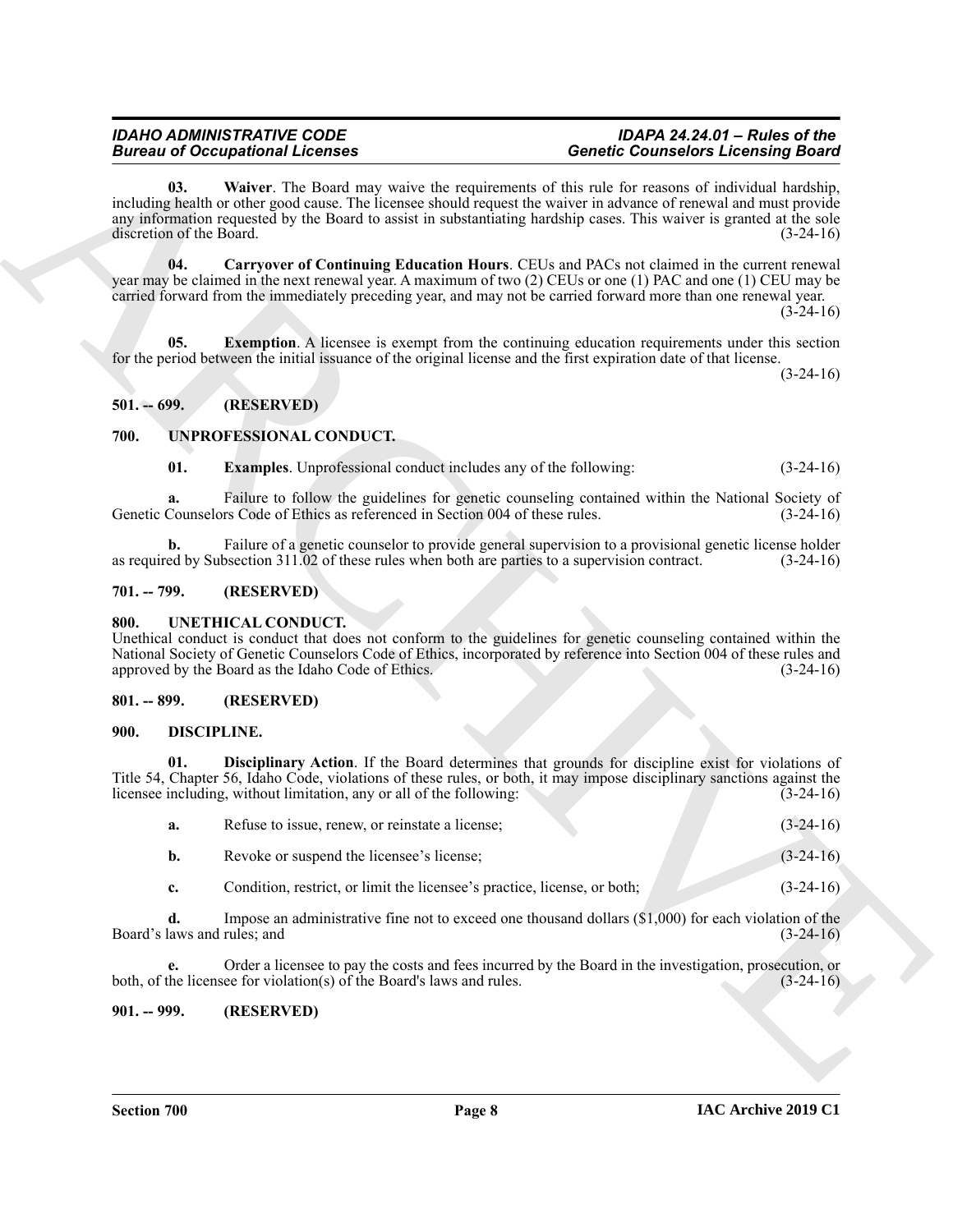**03. Waiver**. The Board may waive the requirements of this rule for reasons of individual hardship, including health or other good cause. The licensee should request the waiver in advance of renewal and must provide any information requested by the Board to assist in substantiating hardship cases. This waiver is granted at the sole discretion of the Board. (3-24-16)

**04. Carryover of Continuing Education Hours**. CEUs and PACs not claimed in the current renewal year may be claimed in the next renewal year. A maximum of two (2) CEUs or one (1) PAC and one (1) CEU may be carried forward from the immediately preceding year, and may not be carried forward more than one renewal year. (3-24-16)

**05. Exemption**. A licensee is exempt from the continuing education requirements under this section for the period between the initial issuance of the original license and the first expiration date of that license. (3-24-16)

## 501. -- 699. (RESERVED)

## 700. UNPROFESSIONAL CONDUCT.

**01. Examples**. Unprofessional conduct includes any of the following: (3-24-16)

**a.** Failure to follow the guidelines for genetic counseling contained within the National Society of Genetic Counselors Code of Ethics as referenced in Section 004 of these rules. (3-24-16)

**b.** Failure of a genetic counselor to provide general supervision to a provisional genetic license holder as required by Subsection 311.02 of these rules when both are parties to a supervision contract. (3-24-16)

## 701. -- 799. (RESERVED)

## 800. UNETHICAL CONDUCT.

Unethical conduct is conduct that does not conform to the guidelines for genetic counseling contained within the National Society of Genetic Counselors Code of Ethics, incorporated by reference into Section 004 of these rules and approved by the Board as the Idaho Code of Ethics. (3-24-16)

## 801. -- 899. (RESERVED)

## 900. DISCIPLINE.

**01. Disciplinary Action**. If the Board determines that grounds for discipline exist for violations of Title 54, Chapter 56, Idaho Code, violations of these rules, or both, it may impose disciplinary sanctions against the licensee including, without limitation, any or all of the following: (3-24-16)

**a.** Refuse to issue, renew, or reinstate a license; (3-24-16)

**b.** Revoke or suspend the licensee's license; (3-24-16)

**c.** Condition, restrict, or limit the licensee's practice, license, or both; (3-24-16)

**d.** Impose an administrative fine not to exceed one thousand dollars ($1,000) for each violation of the Board's laws and rules; and (3-24-16)

**e.** Order a licensee to pay the costs and fees incurred by the Board in the investigation, prosecution, or both, of the licensee for violation(s) of the Board's laws and rules. (3-24-16)

## 901. -- 999. (RESERVED)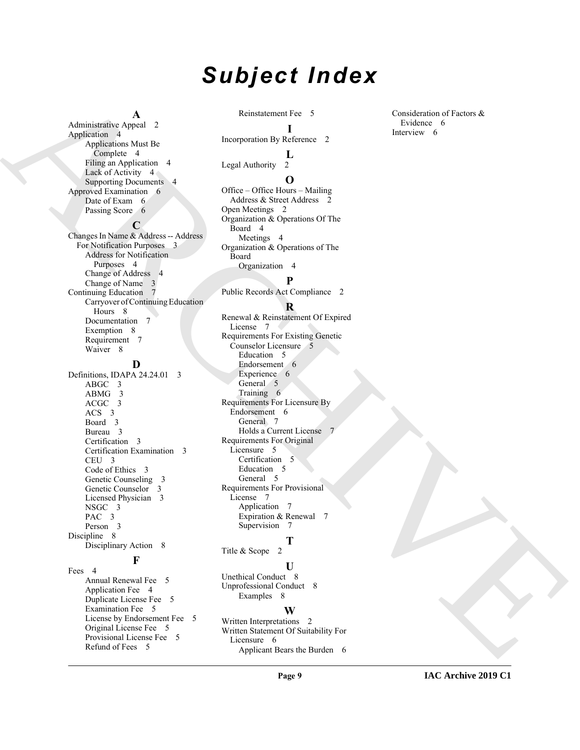# Subject Index

**A**

Administrative Appeal 2
Application 4
- Applications Must Be Complete 4
- Filing an Application 4
- Lack of Activity 4
- Supporting Documents 4

Approved Examination 6
- Date of Exam 6
- Passing Score 6

**C**

Changes In Name & Address -- Address For Notification Purposes 3
- Address for Notification Purposes 4
- Change of Address 4
- Change of Name 3

Continuing Education 7
- Carryover of Continuing Education Hours 8
- Documentation 7
- Exemption 8
- Requirement 7
- Waiver 8

**D**

Definitions, IDAPA 24.24.01 3
- ABGC 3
- ABMG 3
- ACGC 3
- ACS 3
- Board 3
- Bureau 3
- Certification 3
- Certification Examination 3
- CEU 3
- Code of Ethics 3
- Genetic Counseling 3
- Genetic Counselor 3
- Licensed Physician 3
- NSGC 3
- PAC 3
- Person 3

Discipline 8
- Disciplinary Action 8

**F**

Fees 4
- Annual Renewal Fee 5
- Application Fee 4
- Duplicate License Fee 5
- Examination Fee 5
- License by Endorsement Fee 5
- Original License Fee 5
- Provisional License Fee 5
- Refund of Fees 5
- Reinstatement Fee 5

**I**

Incorporation By Reference 2

**L**

Legal Authority 2

**O**

Office – Office Hours – Mailing Address & Street Address 2
Open Meetings 2
Organization & Operations Of The Board 4
- Meetings 4

Organization & Operations of The Board
- Organization 4

**P**

Public Records Act Compliance 2

**R**

Renewal & Reinstatement Of Expired License 7
Requirements For Existing Genetic Counselor Licensure 5
- Education 5
- Endorsement 6
- Experience 6
- General 5
- Training 6

Requirements For Licensure By Endorsement 6
- General 7
- Holds a Current License 7

Requirements For Original Licensure 5
- Certification 5
- Education 5
- General 5

Requirements For Provisional License 7
- Application 7
- Expiration & Renewal 7
- Supervision 7

**T**

Title & Scope 2

**U**

Unethical Conduct 8
Unprofessional Conduct 8
- Examples 8

**W**

Written Interpretations 2
Written Statement Of Suitability For Licensure 6
- Applicant Bears the Burden 6
- Consideration of Factors & Evidence 6
- Interview 6